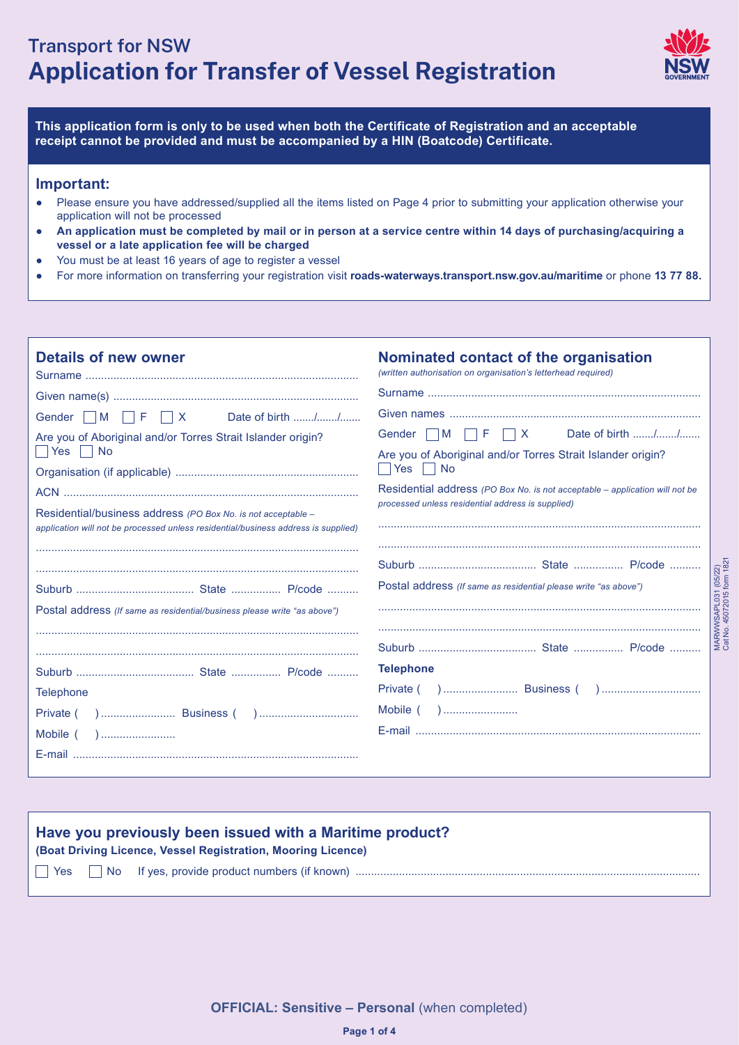Transport for NSW

# Application for Transfer of Vessel Registration

**This application form is only to be used when both the Certificate of Registration and an acceptable receipt cannot be provided and must be accompanied by a HIN (Boatcode) Certificate.**

## Important:

- Please ensure you have addressed/supplied all the items listed on Page 4 prior to submitting your application otherwise your application will not be processed
- **An application must be completed by mail or in person at a service centre within 14 days of purchasing/acquiring a vessel or a late application fee will be charged**
- You must be at least 16 years of age to register a vessel
- For more information on transferring your registration visit **roads-waterways.transport.nsw.gov.au/maritime** or phone **13 77 88.**

## Details of new owner

Surname ..........................................................................................

Given name(s) ..........................................................................................

Gender ☐ M ☐ F ☐ X Date of birth ......./......./.......

Are you of Aboriginal and/or Torres Strait Islander origin?
☐ Yes ☐ No

Organisation (if applicable) ..........................................................................................

ACN ..........................................................................................

Residential/business address *(PO Box No. is not acceptable – application will not be processed unless residential/business address is supplied)*

..........................................................................................

..........................................................................................

Suburb .................................. State ................ P/code ..........

Postal address *(If same as residential/business please write "as above")*

..........................................................................................

..........................................................................................

Suburb .................................. State ................ P/code ..........

Telephone

Private (   ) ........................ Business (   ) ................................

Mobile (   ) ........................

E-mail ..........................................................................................

## Nominated contact of the organisation

*(written authorisation on organisation's letterhead required)*

Surname ..........................................................................................

Given names ..........................................................................................

Gender ☐ M ☐ F ☐ X Date of birth ......./......./.......

Are you of Aboriginal and/or Torres Strait Islander origin?
☐ Yes ☐ No

Residential address *(PO Box No. is not acceptable – application will not be processed unless residential address is supplied)*

..........................................................................................

..........................................................................................

Suburb .................................. State ................ P/code ..........

Postal address *(If same as residential please write "as above")*

..........................................................................................

..........................................................................................

Suburb .................................. State ................ P/code ..........

**Telephone**

Private (   ) ........................ Business (   ) ................................

Mobile (   ) ........................

E-mail ..........................................................................................

MARWWSAPL031 (05/22)
Cat No. 45072015 form 1821

## Have you previously been issued with a Maritime product?

**(Boat Driving Licence, Vessel Registration, Mooring Licence)**

☐ Yes ☐ No If yes, provide product numbers (if known) ..........................................................................................

**OFFICIAL: Sensitive – Personal** (when completed)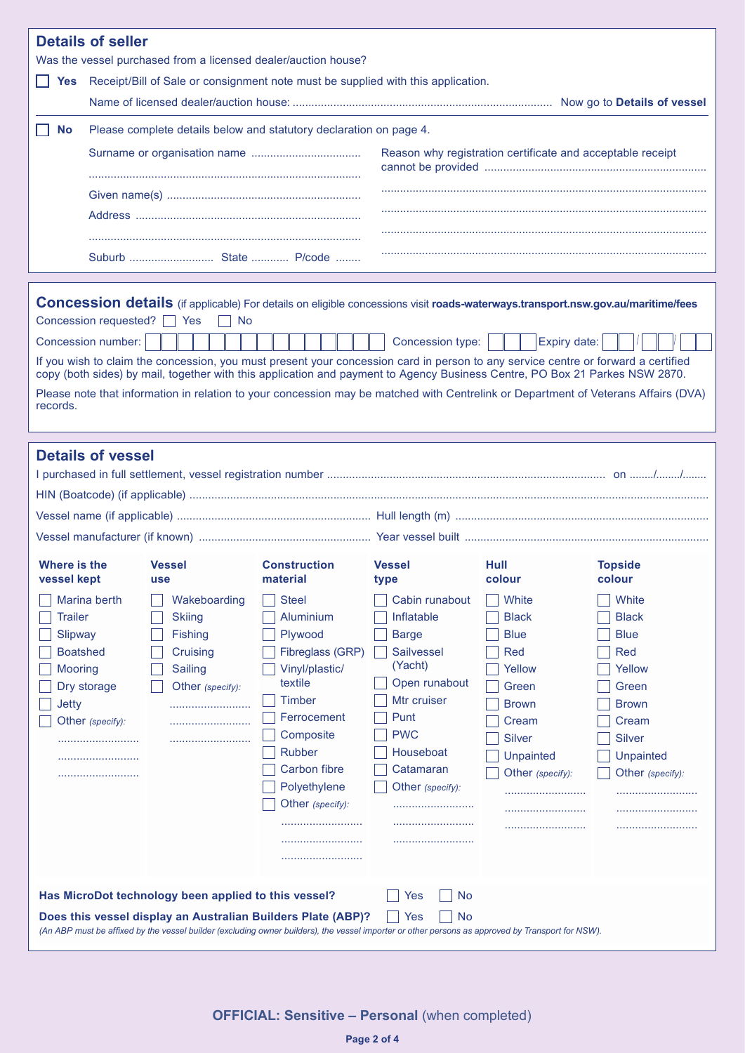## Details of seller

Was the vessel purchased from a licensed dealer/auction house?

☐ **Yes** Receipt/Bill of Sale or consignment note must be supplied with this application.

Name of licensed dealer/auction house: .................................................................................. Now go to **Details of vessel**

☐ **No** Please complete details below and statutory declaration on page 4.

Surname or organisation name ..................................

.....................................................................................

Given name(s) ............................................................

Address .......................................................................

.....................................................................................

Suburb .......................... State ........... P/code ........

Reason why registration certificate and acceptable receipt cannot be provided ......................................................................

..........................................................................................................

..........................................................................................................

..........................................................................................................

..........................................................................................................

## Concession details (if applicable) For details on eligible concessions visit **roads-waterways.transport.nsw.gov.au/maritime/fees**

Concession requested? ☐ Yes ☐ No

Concession number: ☐☐☐☐☐☐☐☐☐☐☐☐☐☐☐ Concession type: ☐☐☐ Expiry date: ☐☐/☐☐/☐☐

If you wish to claim the concession, you must present your concession card in person to any service centre or forward a certified copy (both sides) by mail, together with this application and payment to Agency Business Centre, PO Box 21 Parkes NSW 2870.

Please note that information in relation to your concession may be matched with Centrelink or Department of Veterans Affairs (DVA) records.

## Details of vessel

I purchased in full settlement, vessel registration number ........................................................................................ on ......../......../........

HIN (Boatcode) (if applicable) .......................................................................................................................................................

Vessel name (if applicable) ............................................................. Hull length (m) ...............................................................................

Vessel manufacturer (if known) ...................................................... Year vessel built ............................................................................

| Where is the vessel kept | Vessel use | Construction material | Vessel type | Hull colour | Topside colour |
|---|---|---|---|---|---|
| ☐ Marina berth | ☐ Wakeboarding | ☐ Steel | ☐ Cabin runabout | ☐ White | ☐ White |
| ☐ Trailer | ☐ Skiing | ☐ Aluminium | ☐ Inflatable | ☐ Black | ☐ Black |
| ☐ Slipway | ☐ Fishing | ☐ Plywood | ☐ Barge | ☐ Blue | ☐ Blue |
| ☐ Boatshed | ☐ Cruising | ☐ Fibreglass (GRP) | ☐ Sailvessel (Yacht) | ☐ Red | ☐ Red |
| ☐ Mooring | ☐ Sailing | ☐ Vinyl/plastic/textile | ☐ Open runabout | ☐ Yellow | ☐ Yellow |
| ☐ Dry storage | ☐ Other *(specify):* .......................... | ☐ Timber | ☐ Mtr cruiser | ☐ Green | ☐ Green |
| ☐ Jetty | | ☐ Ferrocement | ☐ Punt | ☐ Brown | ☐ Brown |
| ☐ Other *(specify):* .......................... | | ☐ Composite | ☐ PWC | ☐ Cream | ☐ Cream |
| | | ☐ Rubber | ☐ Houseboat | ☐ Silver | ☐ Silver |
| | | ☐ Carbon fibre | ☐ Catamaran | ☐ Unpainted | ☐ Unpainted |
| | | ☐ Polyethylene | ☐ Other *(specify):* .......................... | ☐ Other *(specify):* .......................... | ☐ Other *(specify):* .......................... |
| | | ☐ Other *(specify):* .......................... | | | |

**Has MicroDot technology been applied to this vessel?** ☐ Yes ☐ No

**Does this vessel display an Australian Builders Plate (ABP)?** ☐ Yes ☐ No

*(An ABP must be affixed by the vessel builder (excluding owner builders), the vessel importer or other persons as approved by Transport for NSW).*

**OFFICIAL: Sensitive – Personal** (when completed)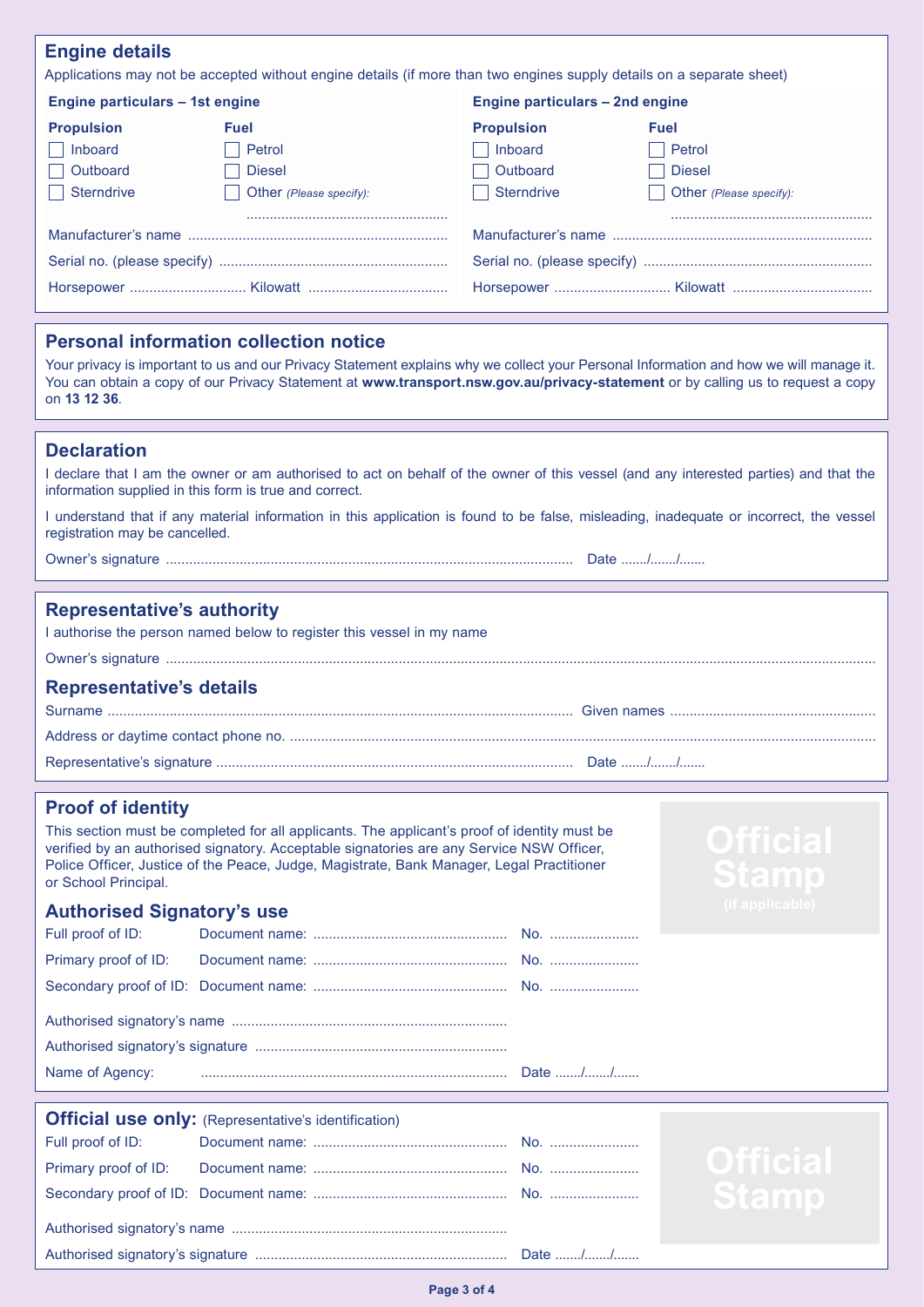## Engine details

Applications may not be accepted without engine details (if more than two engines supply details on a separate sheet)

### Engine particulars – 1st engine

**Propulsion**

- ☐ Inboard
- ☐ Outboard
- ☐ Sterndrive

**Fuel**

- ☐ Petrol
- ☐ Diesel
- ☐ Other *(Please specify)*: ....................................................

Manufacturer's name ...................................................................

Serial no. (please specify) ...........................................................

Horsepower .............................. Kilowatt ....................................

### Engine particulars – 2nd engine

**Propulsion**

- ☐ Inboard
- ☐ Outboard
- ☐ Sterndrive

**Fuel**

- ☐ Petrol
- ☐ Diesel
- ☐ Other *(Please specify)*: ....................................................

Manufacturer's name ...................................................................

Serial no. (please specify) ...........................................................

Horsepower .............................. Kilowatt ....................................

## Personal information collection notice

Your privacy is important to us and our Privacy Statement explains why we collect your Personal Information and how we will manage it. You can obtain a copy of our Privacy Statement at **www.transport.nsw.gov.au/privacy-statement** or by calling us to request a copy on **13 12 36**.

## Declaration

I declare that I am the owner or am authorised to act on behalf of the owner of this vessel (and any interested parties) and that the information supplied in this form is true and correct.

I understand that if any material information in this application is found to be false, misleading, inadequate or incorrect, the vessel registration may be cancelled.

Owner's signature ......................................................................................................... Date ......./......./.......

## Representative's authority

I authorise the person named below to register this vessel in my name

Owner's signature ..........................................................................................................................................................

## Representative's details

Surname ....................................................................................................... Given names .....................................................

Address or daytime contact phone no. .............................................................................................................................

Representative's signature ........................................................................................... Date ......./......./.......

## Proof of identity

This section must be completed for all applicants. The applicant's proof of identity must be verified by an authorised signatory. Acceptable signatories are any Service NSW Officer, Police Officer, Justice of the Peace, Judge, Magistrate, Bank Manager, Legal Practitioner or School Principal.

**Official Stamp** (if applicable)

### Authorised Signatory's use

Full proof of ID: Document name: .................................................. No. .......................

Primary proof of ID: Document name: .................................................. No. .......................

Secondary proof of ID: Document name: .................................................. No. .......................

Authorised signatory's name .......................................................................

Authorised signatory's signature .................................................................

Name of Agency: ............................................................................... Date ......./......./.......

## Official use only: (Representative's identification)

**Official Stamp**

Full proof of ID: Document name: .................................................. No. .......................

Primary proof of ID: Document name: .................................................. No. .......................

Secondary proof of ID: Document name: .................................................. No. .......................

Authorised signatory's name .......................................................................

Authorised signatory's signature ................................................................. Date ......./......./.......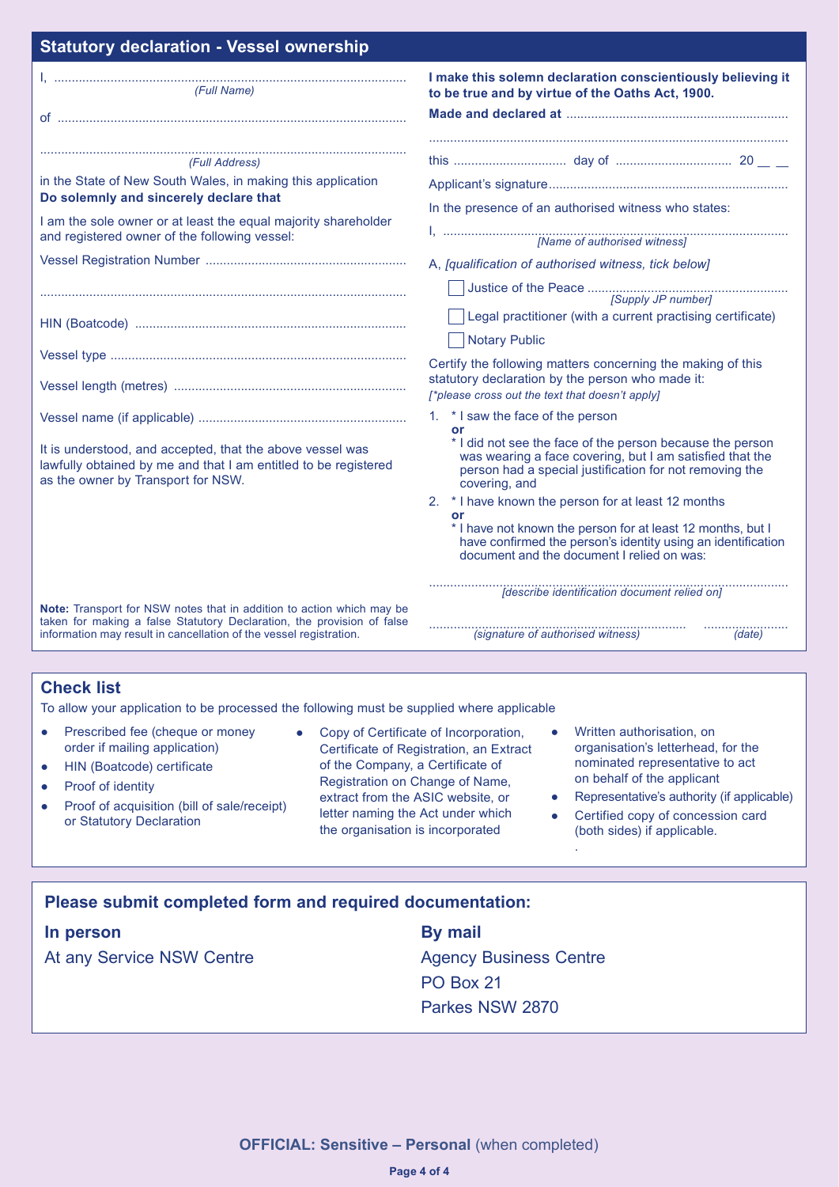## Statutory declaration - Vessel ownership

I, ......................................................................................................
*(Full Name)*

of ......................................................................................................

......................................................................................................
*(Full Address)*

in the State of New South Wales, in making this application
**Do solemnly and sincerely declare that**

I am the sole owner or at least the equal majority shareholder and registered owner of the following vessel:

Vessel Registration Number ........................................................

......................................................................................................

HIN (Boatcode) ............................................................................

Vessel type ...................................................................................

Vessel length (metres) .................................................................

Vessel name (if applicable) ..........................................................

It is understood, and accepted, that the above vessel was lawfully obtained by me and that I am entitled to be registered as the owner by Transport for NSW.

**Note:** Transport for NSW notes that in addition to action which may be taken for making a false Statutory Declaration, the provision of false information may result in cancellation of the vessel registration.

**I make this solemn declaration conscientiously believing it to be true and by virtue of the Oaths Act, 1900.**

**Made and declared at** ..............................................................

......................................................................................................

this ................................ day of ................................ 20 __ __

Applicant's signature....................................................................

In the presence of an authorised witness who states:

I, ......................................................................................................
*[Name of authorised witness]*

A, *[qualification of authorised witness, tick below]*

- [ ] Justice of the Peace ........................................................ *[Supply JP number]*
- [ ] Legal practitioner (with a current practising certificate)
- [ ] Notary Public

Certify the following matters concerning the making of this statutory declaration by the person who made it:
*[*please cross out the text that doesn't apply]*

1. * I saw the face of the person
   **or**
   * I did not see the face of the person because the person was wearing a face covering, but I am satisfied that the person had a special justification for not removing the covering, and
2. * I have known the person for at least 12 months
   **or**
   * I have not known the person for at least 12 months, but I have confirmed the person's identity using an identification document and the document I relied on was:

......................................................................................................
*[describe identification document relied on]*

......................................................................... ........................
*(signature of authorised witness)* *(date)*

## Check list

To allow your application to be processed the following must be supplied where applicable

- Prescribed fee (cheque or money order if mailing application)
- HIN (Boatcode) certificate
- Proof of identity
- Proof of acquisition (bill of sale/receipt) or Statutory Declaration
- Copy of Certificate of Incorporation, Certificate of Registration, an Extract of the Company, a Certificate of Registration on Change of Name, extract from the ASIC website, or letter naming the Act under which the organisation is incorporated
- Written authorisation, on organisation's letterhead, for the nominated representative to act on behalf of the applicant
- Representative's authority (if applicable)
- Certified copy of concession card (both sides) if applicable.

## Please submit completed form and required documentation:

**In person**
At any Service NSW Centre

**By mail**
Agency Business Centre
PO Box 21
Parkes NSW 2870

**OFFICIAL: Sensitive – Personal** (when completed)